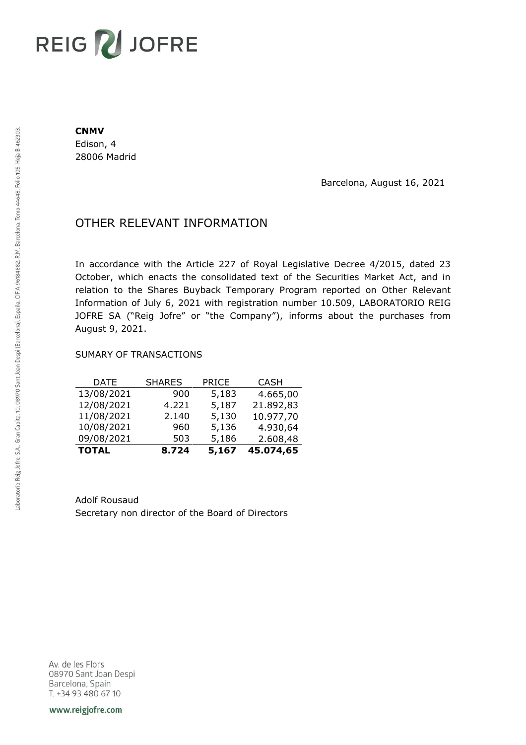REIG JOFRE

**CNMV**
Edison, 4
28006 Madrid

Barcelona, August 16, 2021

# OTHER RELEVANT INFORMATION

In accordance with the Article 227 of Royal Legislative Decree 4/2015, dated 23 October, which enacts the consolidated text of the Securities Market Act, and in relation to the Shares Buyback Temporary Program reported on Other Relevant Information of July 6, 2021 with registration number 10.509, LABORATORIO REIG JOFRE SA ("Reig Jofre" or "the Company"), informs about the purchases from August 9, 2021.

SUMARY OF TRANSACTIONS

| DATE | SHARES | PRICE | CASH |
|---|---|---|---|
| 13/08/2021 | 900 | 5,183 | 4.665,00 |
| 12/08/2021 | 4.221 | 5,187 | 21.892,83 |
| 11/08/2021 | 2.140 | 5,130 | 10.977,70 |
| 10/08/2021 | 960 | 5,136 | 4.930,64 |
| 09/08/2021 | 503 | 5,186 | 2.608,48 |
| **TOTAL** | **8.724** | **5,167** | **45.074,65** |

Adolf Rousaud
Secretary non director of the Board of Directors

Laboratorio Reig Jofre, S.A., Gran Capita, 10, 08970 Sant Joan Despi (Barcelona), España. CIF A-96184882. R.M. Barcelona, Tomo 44648, Folio 105, Hoja B-462303.

Av. de les Flors
08970 Sant Joan Despi
Barcelona, Spain
T. +34 93 480 67 10

www.reigjofre.com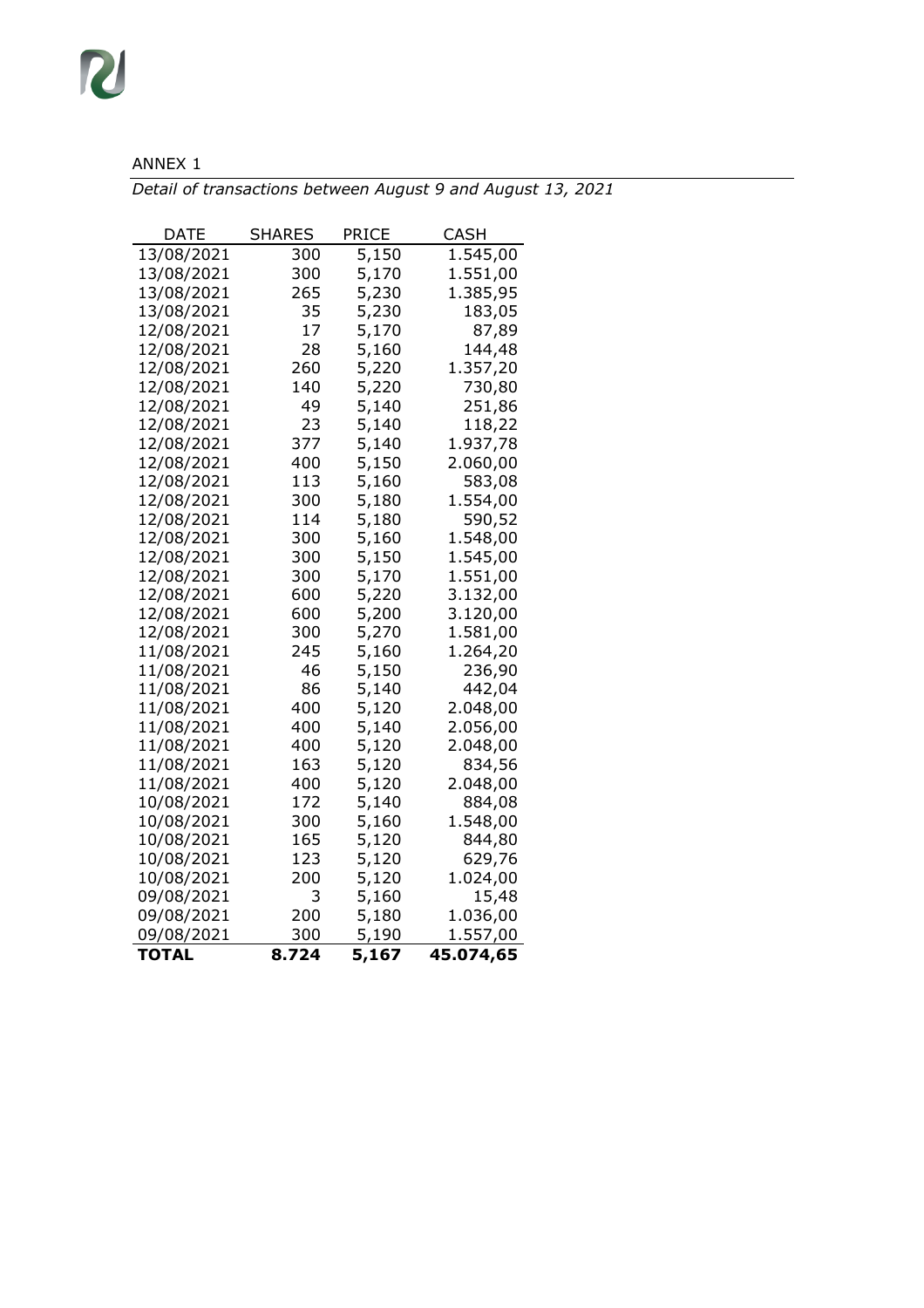ANNEX 1

*Detail of transactions between August 9 and August 13, 2021*

| DATE | SHARES | PRICE | CASH |
|---|---|---|---|
| 13/08/2021 | 300 | 5,150 | 1.545,00 |
| 13/08/2021 | 300 | 5,170 | 1.551,00 |
| 13/08/2021 | 265 | 5,230 | 1.385,95 |
| 13/08/2021 | 35 | 5,230 | 183,05 |
| 12/08/2021 | 17 | 5,170 | 87,89 |
| 12/08/2021 | 28 | 5,160 | 144,48 |
| 12/08/2021 | 260 | 5,220 | 1.357,20 |
| 12/08/2021 | 140 | 5,220 | 730,80 |
| 12/08/2021 | 49 | 5,140 | 251,86 |
| 12/08/2021 | 23 | 5,140 | 118,22 |
| 12/08/2021 | 377 | 5,140 | 1.937,78 |
| 12/08/2021 | 400 | 5,150 | 2.060,00 |
| 12/08/2021 | 113 | 5,160 | 583,08 |
| 12/08/2021 | 300 | 5,180 | 1.554,00 |
| 12/08/2021 | 114 | 5,180 | 590,52 |
| 12/08/2021 | 300 | 5,160 | 1.548,00 |
| 12/08/2021 | 300 | 5,150 | 1.545,00 |
| 12/08/2021 | 300 | 5,170 | 1.551,00 |
| 12/08/2021 | 600 | 5,220 | 3.132,00 |
| 12/08/2021 | 600 | 5,200 | 3.120,00 |
| 12/08/2021 | 300 | 5,270 | 1.581,00 |
| 11/08/2021 | 245 | 5,160 | 1.264,20 |
| 11/08/2021 | 46 | 5,150 | 236,90 |
| 11/08/2021 | 86 | 5,140 | 442,04 |
| 11/08/2021 | 400 | 5,120 | 2.048,00 |
| 11/08/2021 | 400 | 5,140 | 2.056,00 |
| 11/08/2021 | 400 | 5,120 | 2.048,00 |
| 11/08/2021 | 163 | 5,120 | 834,56 |
| 11/08/2021 | 400 | 5,120 | 2.048,00 |
| 10/08/2021 | 172 | 5,140 | 884,08 |
| 10/08/2021 | 300 | 5,160 | 1.548,00 |
| 10/08/2021 | 165 | 5,120 | 844,80 |
| 10/08/2021 | 123 | 5,120 | 629,76 |
| 10/08/2021 | 200 | 5,120 | 1.024,00 |
| 09/08/2021 | 3 | 5,160 | 15,48 |
| 09/08/2021 | 200 | 5,180 | 1.036,00 |
| 09/08/2021 | 300 | 5,190 | 1.557,00 |
| **TOTAL** | **8.724** | **5,167** | **45.074,65** |